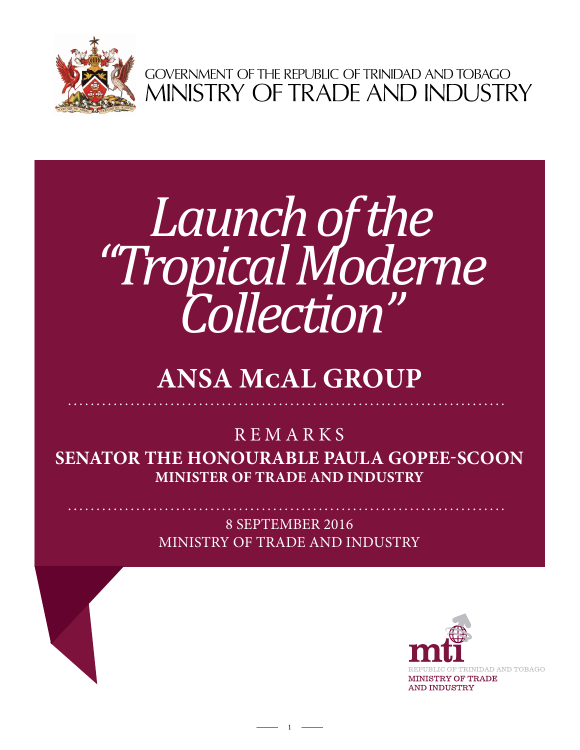GOVERNMENT OF THE REPUBLIC OF TRINIDAD AND TOBAGO
MINISTRY OF TRADE AND INDUSTRY

# *Launch of the "Tropical Moderne Collection"*

## ANSA McAL GROUP

REMARKS

**SENATOR THE HONOURABLE PAULA GOPEE-SCOON**
**MINISTER OF TRADE AND INDUSTRY**

8 SEPTEMBER 2016
MINISTRY OF TRADE AND INDUSTRY

mti
REPUBLIC OF TRINIDAD AND TOBAGO
MINISTRY OF TRADE AND INDUSTRY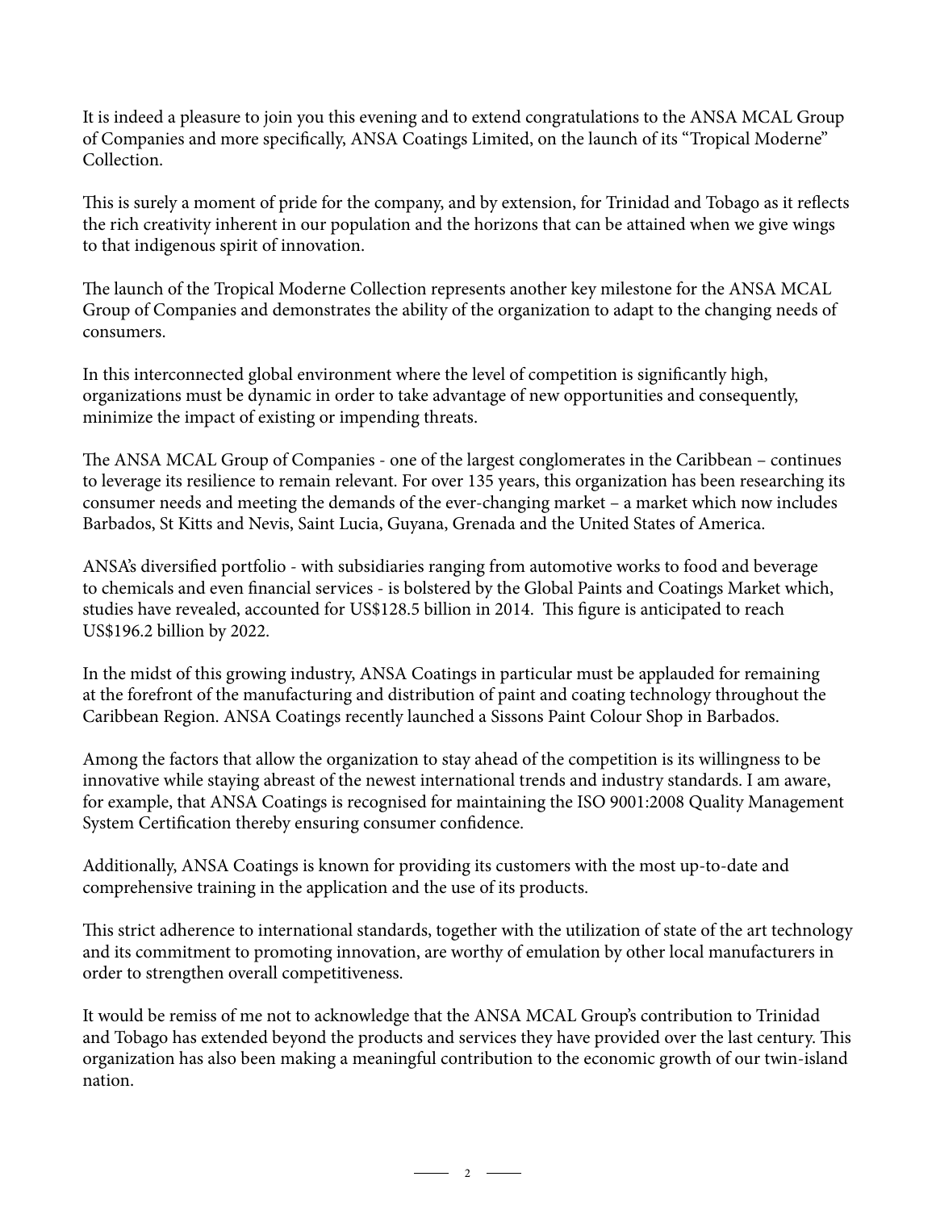It is indeed a pleasure to join you this evening and to extend congratulations to the ANSA MCAL Group of Companies and more specifically, ANSA Coatings Limited, on the launch of its "Tropical Moderne" Collection.

This is surely a moment of pride for the company, and by extension, for Trinidad and Tobago as it reflects the rich creativity inherent in our population and the horizons that can be attained when we give wings to that indigenous spirit of innovation.

The launch of the Tropical Moderne Collection represents another key milestone for the ANSA MCAL Group of Companies and demonstrates the ability of the organization to adapt to the changing needs of consumers.

In this interconnected global environment where the level of competition is significantly high, organizations must be dynamic in order to take advantage of new opportunities and consequently, minimize the impact of existing or impending threats.

The ANSA MCAL Group of Companies - one of the largest conglomerates in the Caribbean – continues to leverage its resilience to remain relevant. For over 135 years, this organization has been researching its consumer needs and meeting the demands of the ever-changing market – a market which now includes Barbados, St Kitts and Nevis, Saint Lucia, Guyana, Grenada and the United States of America.

ANSA's diversified portfolio - with subsidiaries ranging from automotive works to food and beverage to chemicals and even financial services - is bolstered by the Global Paints and Coatings Market which, studies have revealed, accounted for US$128.5 billion in 2014. This figure is anticipated to reach US$196.2 billion by 2022.

In the midst of this growing industry, ANSA Coatings in particular must be applauded for remaining at the forefront of the manufacturing and distribution of paint and coating technology throughout the Caribbean Region. ANSA Coatings recently launched a Sissons Paint Colour Shop in Barbados.

Among the factors that allow the organization to stay ahead of the competition is its willingness to be innovative while staying abreast of the newest international trends and industry standards. I am aware, for example, that ANSA Coatings is recognised for maintaining the ISO 9001:2008 Quality Management System Certification thereby ensuring consumer confidence.

Additionally, ANSA Coatings is known for providing its customers with the most up-to-date and comprehensive training in the application and the use of its products.

This strict adherence to international standards, together with the utilization of state of the art technology and its commitment to promoting innovation, are worthy of emulation by other local manufacturers in order to strengthen overall competitiveness.

It would be remiss of me not to acknowledge that the ANSA MCAL Group's contribution to Trinidad and Tobago has extended beyond the products and services they have provided over the last century. This organization has also been making a meaningful contribution to the economic growth of our twin-island nation.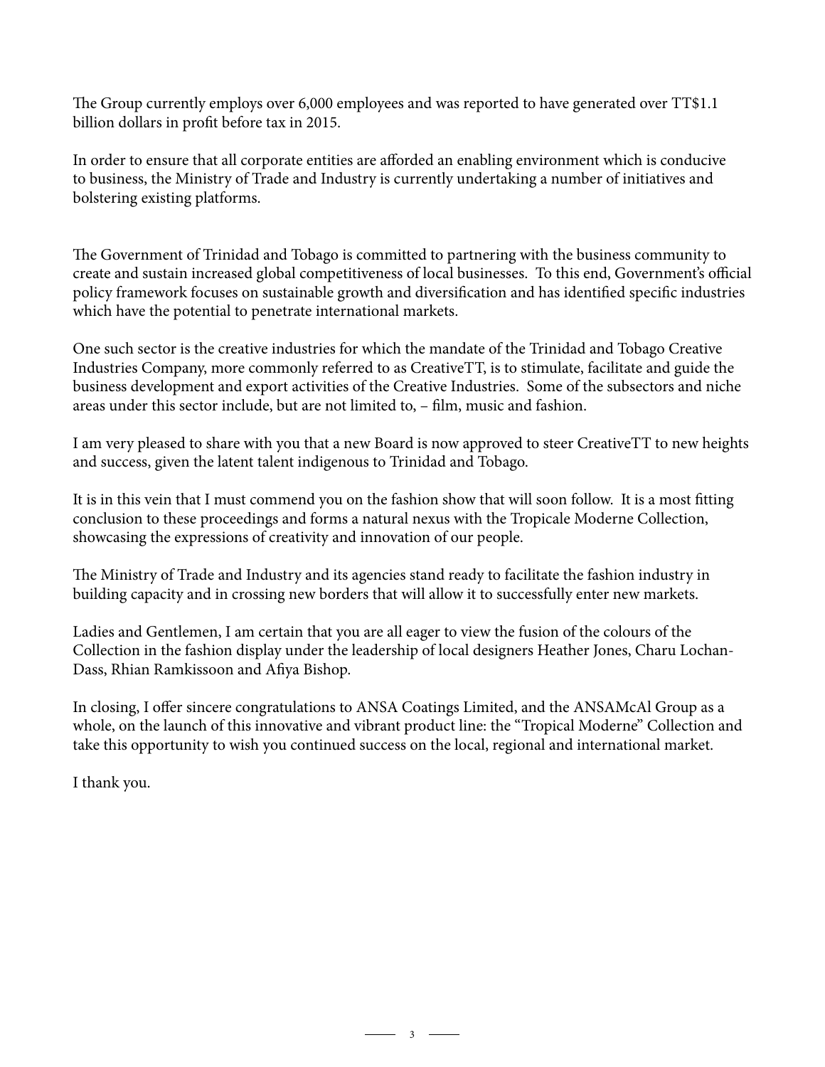The Group currently employs over 6,000 employees and was reported to have generated over TT$1.1 billion dollars in profit before tax in 2015.

In order to ensure that all corporate entities are afforded an enabling environment which is conducive to business, the Ministry of Trade and Industry is currently undertaking a number of initiatives and bolstering existing platforms.

The Government of Trinidad and Tobago is committed to partnering with the business community to create and sustain increased global competitiveness of local businesses. To this end, Government's official policy framework focuses on sustainable growth and diversification and has identified specific industries which have the potential to penetrate international markets.

One such sector is the creative industries for which the mandate of the Trinidad and Tobago Creative Industries Company, more commonly referred to as CreativeTT, is to stimulate, facilitate and guide the business development and export activities of the Creative Industries. Some of the subsectors and niche areas under this sector include, but are not limited to, – film, music and fashion.

I am very pleased to share with you that a new Board is now approved to steer CreativeTT to new heights and success, given the latent talent indigenous to Trinidad and Tobago.

It is in this vein that I must commend you on the fashion show that will soon follow. It is a most fitting conclusion to these proceedings and forms a natural nexus with the Tropicale Moderne Collection, showcasing the expressions of creativity and innovation of our people.

The Ministry of Trade and Industry and its agencies stand ready to facilitate the fashion industry in building capacity and in crossing new borders that will allow it to successfully enter new markets.

Ladies and Gentlemen, I am certain that you are all eager to view the fusion of the colours of the Collection in the fashion display under the leadership of local designers Heather Jones, Charu Lochan-Dass, Rhian Ramkissoon and Afiya Bishop.

In closing, I offer sincere congratulations to ANSA Coatings Limited, and the ANSAMcAl Group as a whole, on the launch of this innovative and vibrant product line: the "Tropical Moderne" Collection and take this opportunity to wish you continued success on the local, regional and international market.

I thank you.